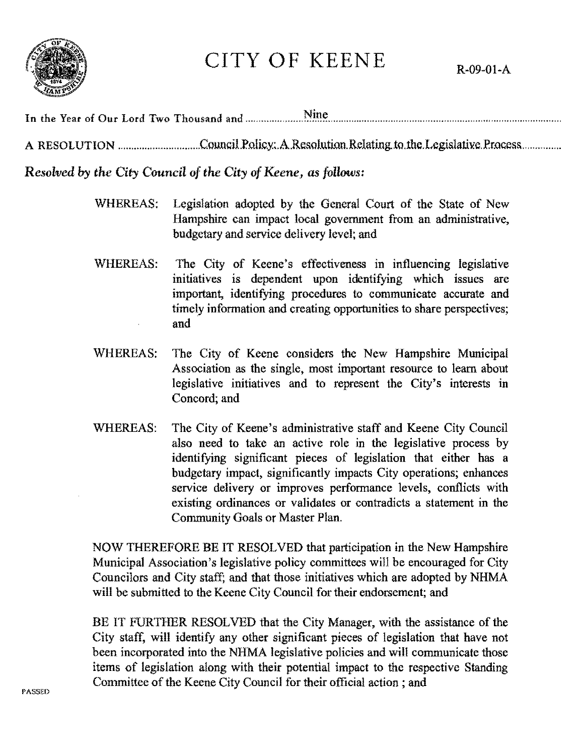# CITY OF KEENE

R-09-01-A

In the Year of Our Lord Two Thousand and Nine

A RESOLUTION Council Policy: A Resolution Relating to the Legislative Process

***Resolved by the City Council of the City of Keene, as follows:***

WHEREAS: Legislation adopted by the General Court of the State of New Hampshire can impact local government from an administrative, budgetary and service delivery level; and

WHEREAS: The City of Keene's effectiveness in influencing legislative initiatives is dependent upon identifying which issues are important, identifying procedures to communicate accurate and timely information and creating opportunities to share perspectives; and

WHEREAS: The City of Keene considers the New Hampshire Municipal Association as the single, most important resource to learn about legislative initiatives and to represent the City's interests in Concord; and

WHEREAS: The City of Keene's administrative staff and Keene City Council also need to take an active role in the legislative process by identifying significant pieces of legislation that either has a budgetary impact, significantly impacts City operations; enhances service delivery or improves performance levels, conflicts with existing ordinances or validates or contradicts a statement in the Community Goals or Master Plan.

NOW THEREFORE BE IT RESOLVED that participation in the New Hampshire Municipal Association's legislative policy committees will be encouraged for City Councilors and City staff; and that those initiatives which are adopted by NHMA will be submitted to the Keene City Council for their endorsement; and

BE IT FURTHER RESOLVED that the City Manager, with the assistance of the City staff, will identify any other significant pieces of legislation that have not been incorporated into the NHMA legislative policies and will communicate those items of legislation along with their potential impact to the respective Standing Committee of the Keene City Council for their official action ; and

PASSED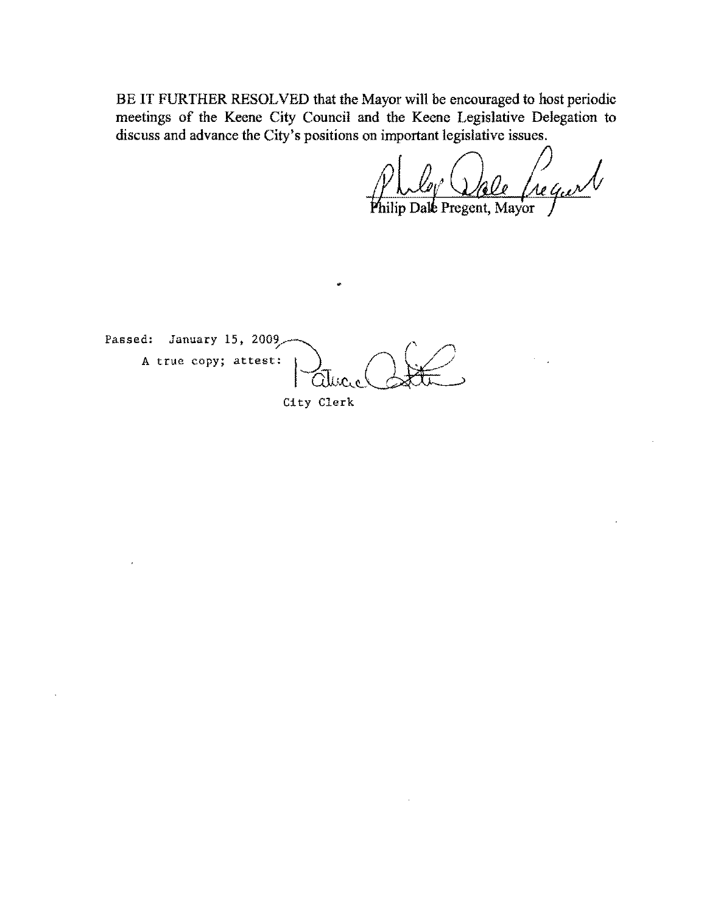BE IT FURTHER RESOLVED that the Mayor will be encouraged to host periodic meetings of the Keene City Council and the Keene Legislative Delegation to discuss and advance the City's positions on important legislative issues.

Philip Dale Pregent, Mayor

Passed: January 15, 2009

A true copy; attest:

City Clerk